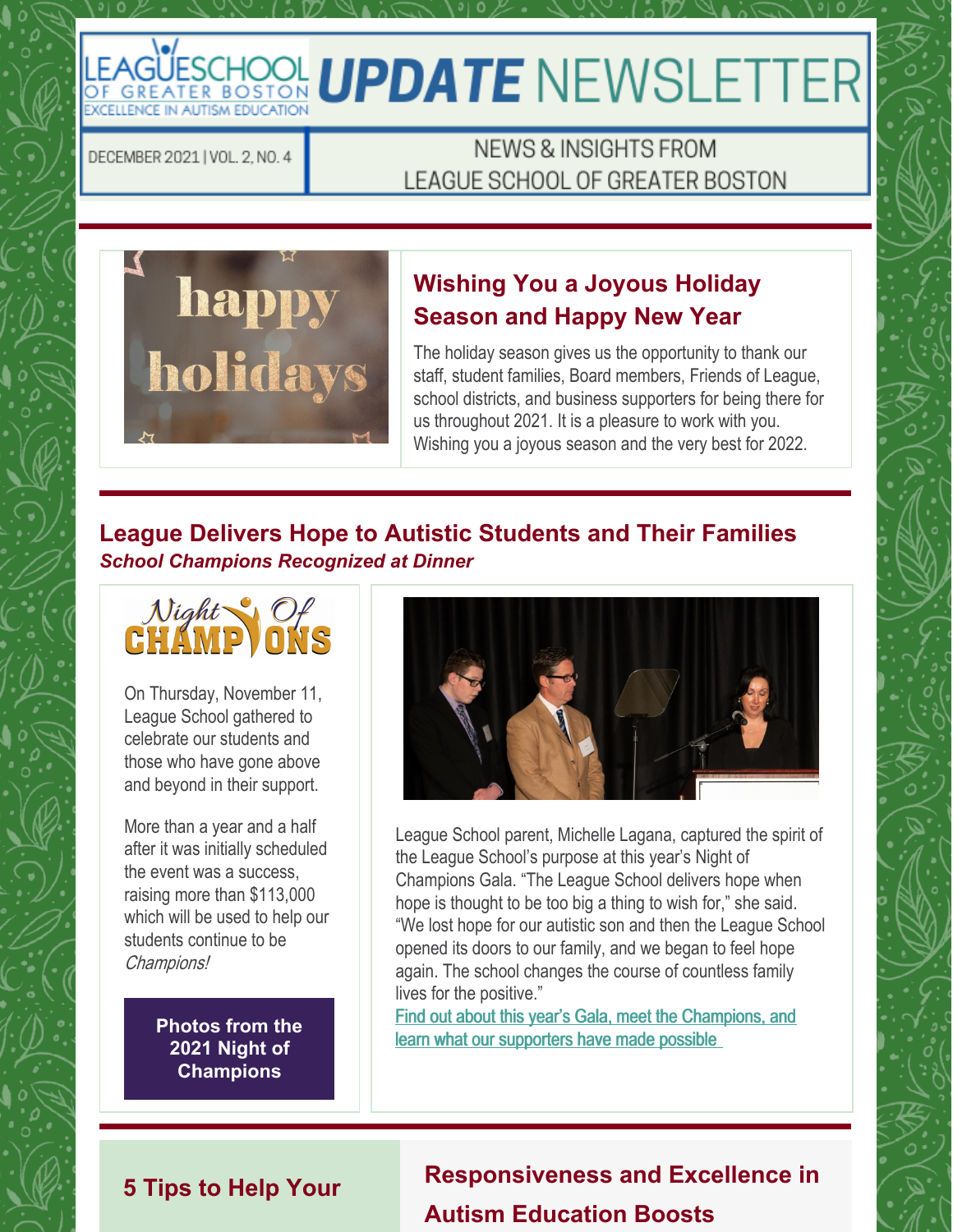# LEAGUE SCHOOL OF GREATER BOSTON UPDATE NEWSLETTER

EXCELLENCE IN AUTISM EDUCATION

DECEMBER 2021 | VOL. 2, NO. 4

NEWS & INSIGHTS FROM LEAGUE SCHOOL OF GREATER BOSTON

## Wishing You a Joyous Holiday Season and Happy New Year

The holiday season gives us the opportunity to thank our staff, student families, Board members, Friends of League, school districts, and business supporters for being there for us throughout 2021. It is a pleasure to work with you. Wishing you a joyous season and the very best for 2022.

## League Delivers Hope to Autistic Students and Their Families

***School Champions Recognized at Dinner***

Night Of CHAMPIONS

On Thursday, November 11, League School gathered to celebrate our students and those who have gone above and beyond in their support.

More than a year and a half after it was initially scheduled the event was a success, raising more than $113,000 which will be used to help our students continue to be *Champions!*

**Photos from the 2021 Night of Champions**

League School parent, Michelle Lagana, captured the spirit of the League School's purpose at this year's Night of Champions Gala. "The League School delivers hope when hope is thought to be too big a thing to wish for," she said. "We lost hope for our autistic son and then the League School opened its doors to our family, and we began to feel hope again. The school changes the course of countless family lives for the positive."

Find out about this year's Gala, meet the Champions, and learn what our supporters have made possible

## 5 Tips to Help Your

## Responsiveness and Excellence in Autism Education Boosts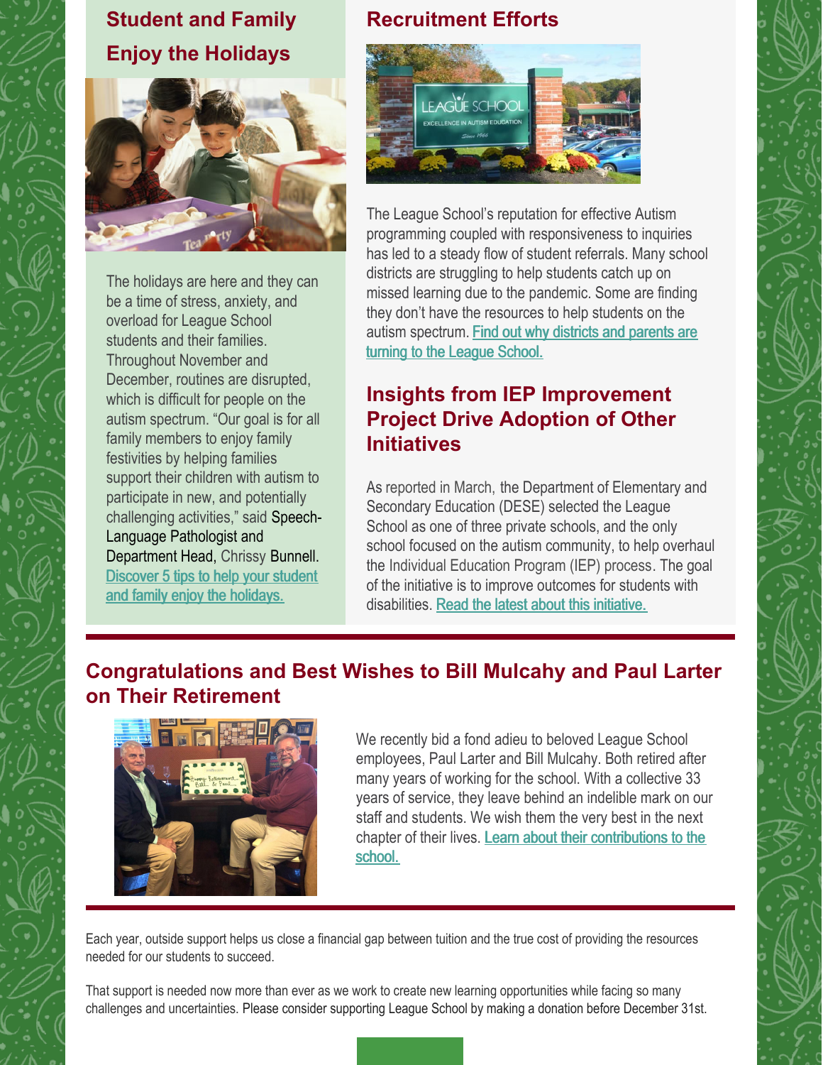## Student and Family Enjoy the Holidays

The holidays are here and they can be a time of stress, anxiety, and overload for League School students and their families. Throughout November and December, routines are disrupted, which is difficult for people on the autism spectrum. "Our goal is for all family members to enjoy family festivities by helping families support their children with autism to participate in new, and potentially challenging activities," said Speech-Language Pathologist and Department Head, Chrissy Bunnell. Discover 5 tips to help your student and family enjoy the holidays.

## Recruitment Efforts

The League School's reputation for effective Autism programming coupled with responsiveness to inquiries has led to a steady flow of student referrals. Many school districts are struggling to help students catch up on missed learning due to the pandemic. Some are finding they don't have the resources to help students on the autism spectrum. Find out why districts and parents are turning to the League School.

## Insights from IEP Improvement Project Drive Adoption of Other Initiatives

As reported in March, the Department of Elementary and Secondary Education (DESE) selected the League School as one of three private schools, and the only school focused on the autism community, to help overhaul the Individual Education Program (IEP) process. The goal of the initiative is to improve outcomes for students with disabilities. Read the latest about this initiative.

## Congratulations and Best Wishes to Bill Mulcahy and Paul Larter on Their Retirement

We recently bid a fond adieu to beloved League School employees, Paul Larter and Bill Mulcahy. Both retired after many years of working for the school. With a collective 33 years of service, they leave behind an indelible mark on our staff and students. We wish them the very best in the next chapter of their lives. Learn about their contributions to the school.

Each year, outside support helps us close a financial gap between tuition and the true cost of providing the resources needed for our students to succeed.

That support is needed now more than ever as we work to create new learning opportunities while facing so many challenges and uncertainties. Please consider supporting League School by making a donation before December 31st.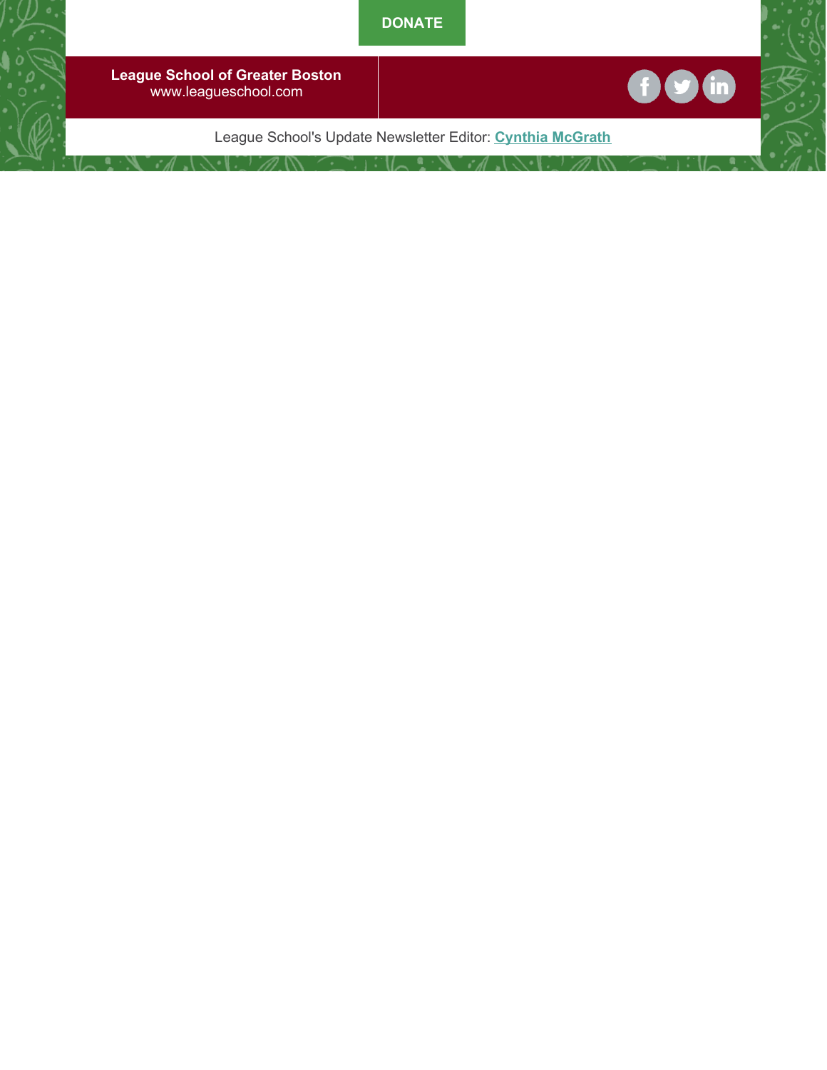**DONATE**

**League School of Greater Boston**
www.leagueschool.com

League School's Update Newsletter Editor: **Cynthia McGrath**